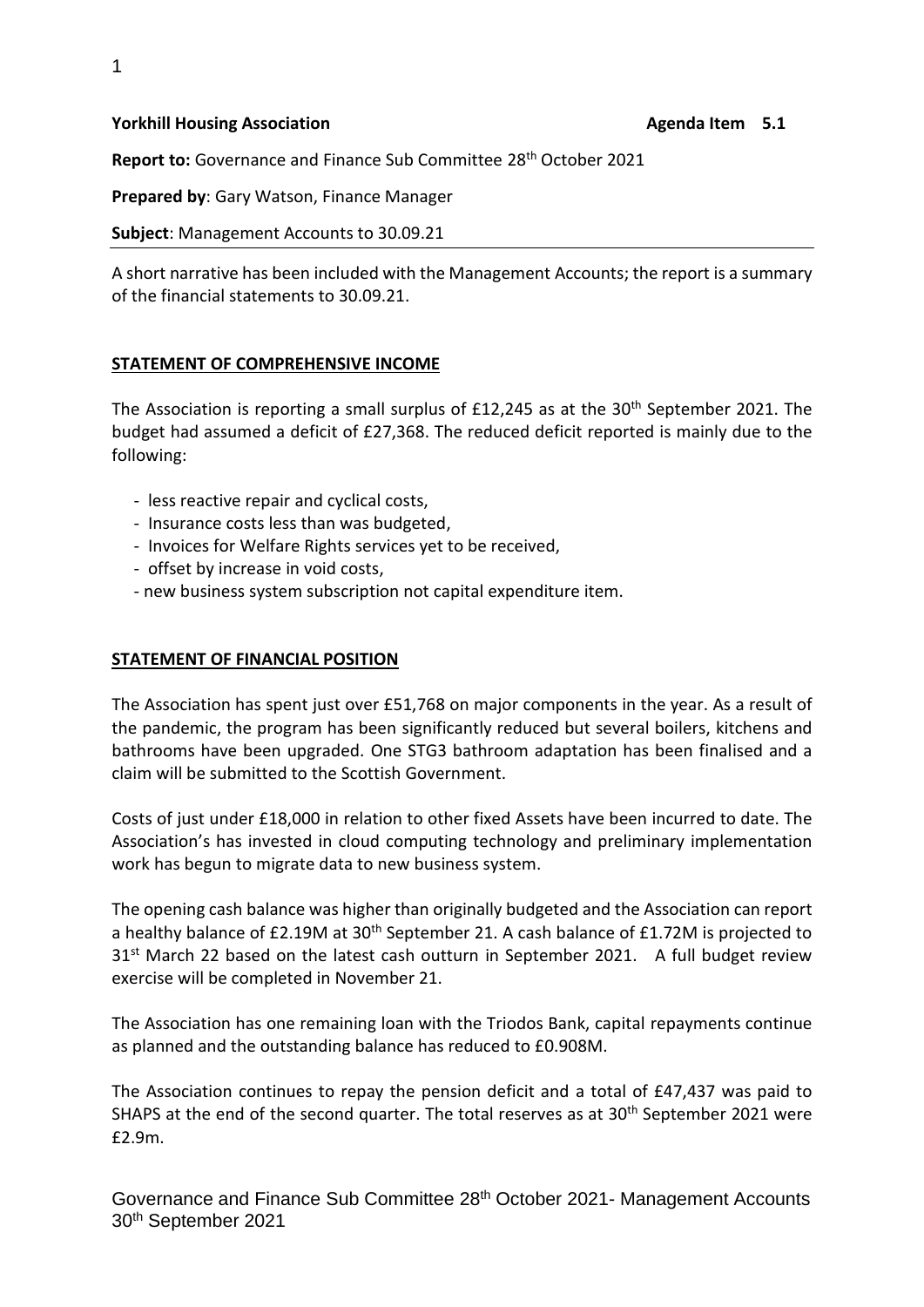**Yorkhill Housing Association** **Agenda Item 5.1**

**Report to:** Governance and Finance Sub Committee 28th October 2021

**Prepared by**: Gary Watson, Finance Manager

**Subject**: Management Accounts to 30.09.21

A short narrative has been included with the Management Accounts; the report is a summary of the financial statements to 30.09.21.

**STATEMENT OF COMPREHENSIVE INCOME**

The Association is reporting a small surplus of £12,245 as at the 30th September 2021. The budget had assumed a deficit of £27,368. The reduced deficit reported is mainly due to the following:

- less reactive repair and cyclical costs,
- Insurance costs less than was budgeted,
- Invoices for Welfare Rights services yet to be received,
- offset by increase in void costs,
- new business system subscription not capital expenditure item.

**STATEMENT OF FINANCIAL POSITION**

The Association has spent just over £51,768 on major components in the year. As a result of the pandemic, the program has been significantly reduced but several boilers, kitchens and bathrooms have been upgraded. One STG3 bathroom adaptation has been finalised and a claim will be submitted to the Scottish Government.

Costs of just under £18,000 in relation to other fixed Assets have been incurred to date. The Association's has invested in cloud computing technology and preliminary implementation work has begun to migrate data to new business system.

The opening cash balance was higher than originally budgeted and the Association can report a healthy balance of £2.19M at 30th September 21. A cash balance of £1.72M is projected to 31st March 22 based on the latest cash outturn in September 2021. A full budget review exercise will be completed in November 21.

The Association has one remaining loan with the Triodos Bank, capital repayments continue as planned and the outstanding balance has reduced to £0.908M.

The Association continues to repay the pension deficit and a total of £47,437 was paid to SHAPS at the end of the second quarter. The total reserves as at 30th September 2021 were £2.9m.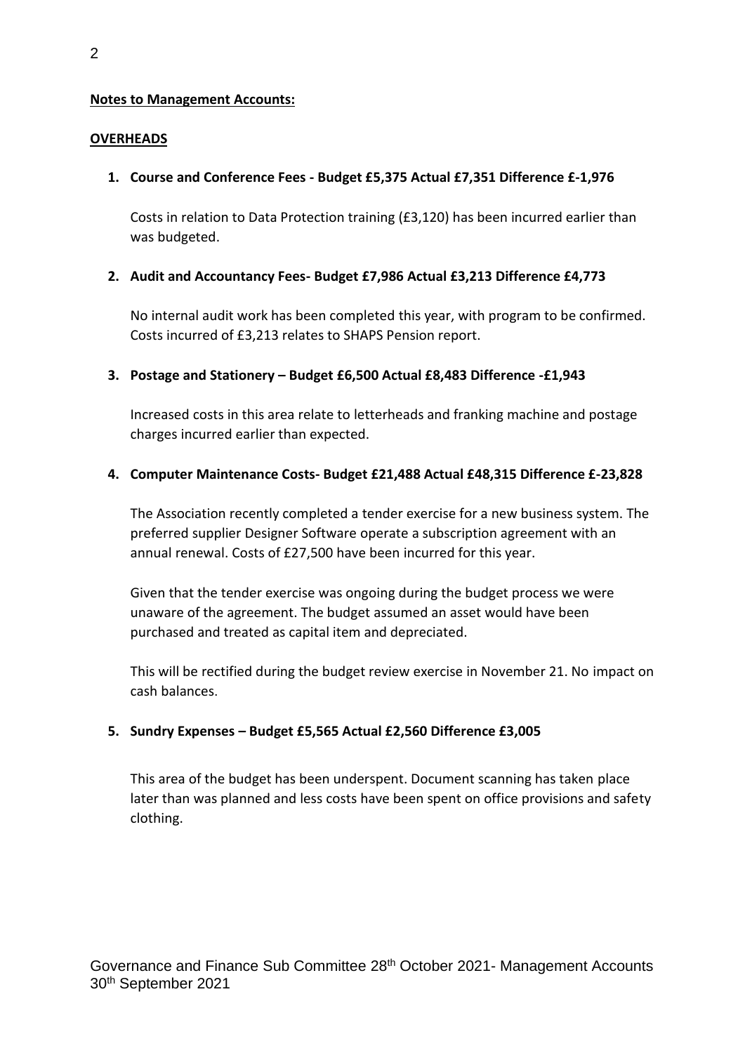**Notes to Management Accounts:**

**OVERHEADS**

1. **Course and Conference Fees - Budget £5,375 Actual £7,351 Difference £-1,976**

   Costs in relation to Data Protection training (£3,120) has been incurred earlier than was budgeted.

2. **Audit and Accountancy Fees- Budget £7,986 Actual £3,213 Difference £4,773**

   No internal audit work has been completed this year, with program to be confirmed. Costs incurred of £3,213 relates to SHAPS Pension report.

3. **Postage and Stationery – Budget £6,500 Actual £8,483 Difference -£1,943**

   Increased costs in this area relate to letterheads and franking machine and postage charges incurred earlier than expected.

4. **Computer Maintenance Costs- Budget £21,488 Actual £48,315 Difference £-23,828**

   The Association recently completed a tender exercise for a new business system. The preferred supplier Designer Software operate a subscription agreement with an annual renewal. Costs of £27,500 have been incurred for this year.

   Given that the tender exercise was ongoing during the budget process we were unaware of the agreement. The budget assumed an asset would have been purchased and treated as capital item and depreciated.

   This will be rectified during the budget review exercise in November 21. No impact on cash balances.

5. **Sundry Expenses – Budget £5,565 Actual £2,560 Difference £3,005**

   This area of the budget has been underspent. Document scanning has taken place later than was planned and less costs have been spent on office provisions and safety clothing.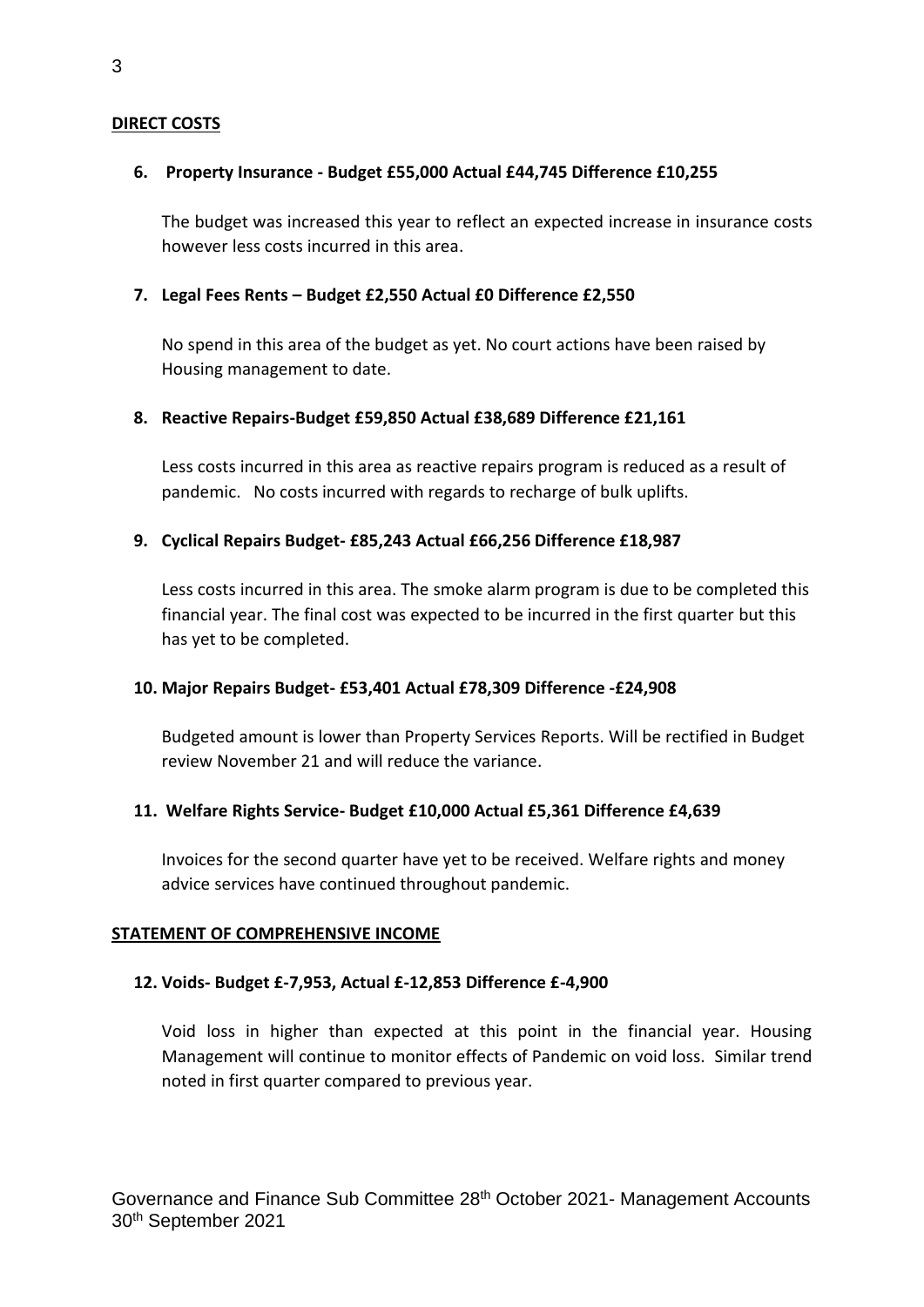**DIRECT COSTS**

**6. Property Insurance - Budget £55,000 Actual £44,745 Difference £10,255**

The budget was increased this year to reflect an expected increase in insurance costs however less costs incurred in this area.

**7. Legal Fees Rents – Budget £2,550 Actual £0 Difference £2,550**

No spend in this area of the budget as yet. No court actions have been raised by Housing management to date.

**8. Reactive Repairs-Budget £59,850 Actual £38,689 Difference £21,161**

Less costs incurred in this area as reactive repairs program is reduced as a result of pandemic. No costs incurred with regards to recharge of bulk uplifts.

**9. Cyclical Repairs Budget- £85,243 Actual £66,256 Difference £18,987**

Less costs incurred in this area. The smoke alarm program is due to be completed this financial year. The final cost was expected to be incurred in the first quarter but this has yet to be completed.

**10. Major Repairs Budget- £53,401 Actual £78,309 Difference -£24,908**

Budgeted amount is lower than Property Services Reports. Will be rectified in Budget review November 21 and will reduce the variance.

**11. Welfare Rights Service- Budget £10,000 Actual £5,361 Difference £4,639**

Invoices for the second quarter have yet to be received. Welfare rights and money advice services have continued throughout pandemic.

**STATEMENT OF COMPREHENSIVE INCOME**

**12. Voids- Budget £-7,953, Actual £-12,853 Difference £-4,900**

Void loss in higher than expected at this point in the financial year. Housing Management will continue to monitor effects of Pandemic on void loss. Similar trend noted in first quarter compared to previous year.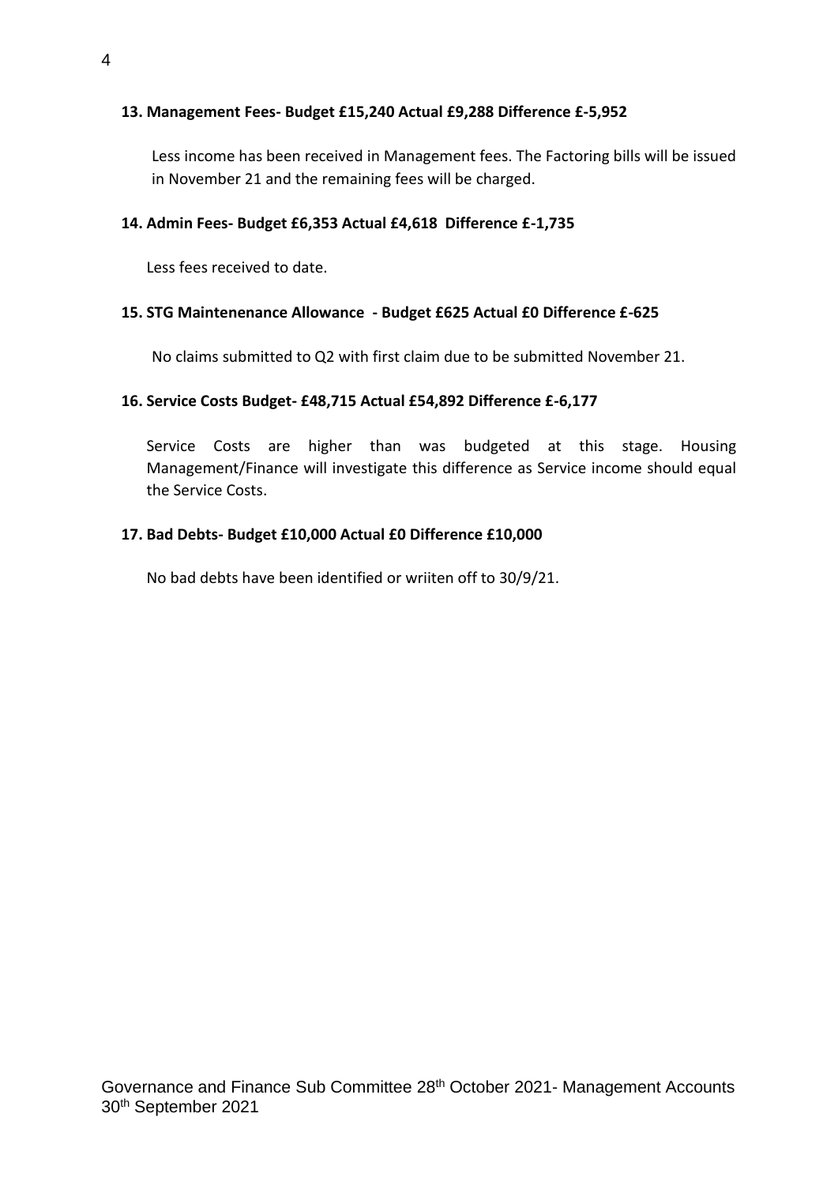**13. Management Fees- Budget £15,240 Actual £9,288 Difference £-5,952**

Less income has been received in Management fees. The Factoring bills will be issued in November 21 and the remaining fees will be charged.

**14. Admin Fees- Budget £6,353 Actual £4,618 Difference £-1,735**

Less fees received to date.

**15. STG Maintenenance Allowance - Budget £625 Actual £0 Difference £-625**

No claims submitted to Q2 with first claim due to be submitted November 21.

**16. Service Costs Budget- £48,715 Actual £54,892 Difference £-6,177**

Service Costs are higher than was budgeted at this stage. Housing Management/Finance will investigate this difference as Service income should equal the Service Costs.

**17. Bad Debts- Budget £10,000 Actual £0 Difference £10,000**

No bad debts have been identified or wriiten off to 30/9/21.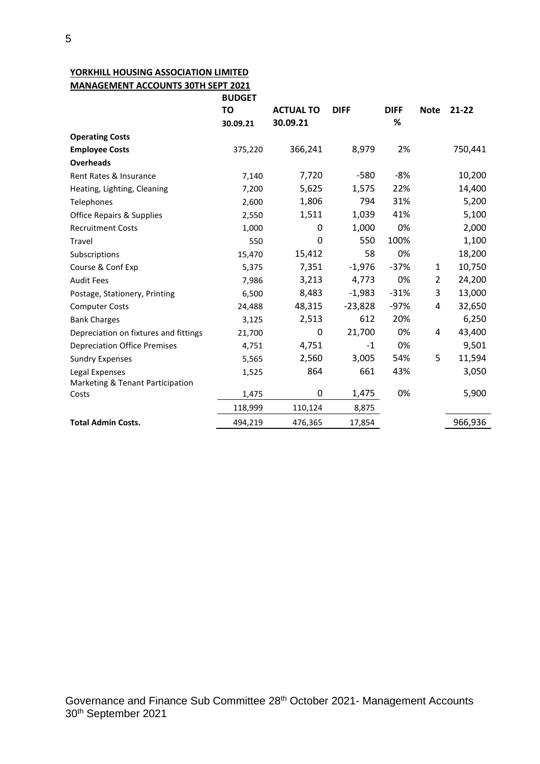**YORKHILL HOUSING ASSOCIATION LIMITED**
**MANAGEMENT ACCOUNTS 30TH SEPT 2021**

| | BUDGET TO 30.09.21 | ACTUAL TO 30.09.21 | DIFF | DIFF % | Note | 21-22 |
|---|---|---|---|---|---|---|
| **Operating Costs** | | | | | | |
| **Employee Costs** | 375,220 | 366,241 | 8,979 | 2% | | 750,441 |
| **Overheads** | | | | | | |
| Rent Rates & Insurance | 7,140 | 7,720 | -580 | -8% | | 10,200 |
| Heating, Lighting, Cleaning | 7,200 | 5,625 | 1,575 | 22% | | 14,400 |
| Telephones | 2,600 | 1,806 | 794 | 31% | | 5,200 |
| Office Repairs & Supplies | 2,550 | 1,511 | 1,039 | 41% | | 5,100 |
| Recruitment Costs | 1,000 | 0 | 1,000 | 0% | | 2,000 |
| Travel | 550 | 0 | 550 | 100% | | 1,100 |
| Subscriptions | 15,470 | 15,412 | 58 | 0% | | 18,200 |
| Course & Conf Exp | 5,375 | 7,351 | -1,976 | -37% | 1 | 10,750 |
| Audit Fees | 7,986 | 3,213 | 4,773 | 0% | 2 | 24,200 |
| Postage, Stationery, Printing | 6,500 | 8,483 | -1,983 | -31% | 3 | 13,000 |
| Computer Costs | 24,488 | 48,315 | -23,828 | -97% | 4 | 32,650 |
| Bank Charges | 3,125 | 2,513 | 612 | 20% | | 6,250 |
| Depreciation on fixtures and fittings | 21,700 | 0 | 21,700 | 0% | 4 | 43,400 |
| Depreciation Office Premises | 4,751 | 4,751 | -1 | 0% | | 9,501 |
| Sundry Expenses | 5,565 | 2,560 | 3,005 | 54% | 5 | 11,594 |
| Legal Expenses | 1,525 | 864 | 661 | 43% | | 3,050 |
| Marketing & Tenant Participation Costs | 1,475 | 0 | 1,475 | 0% | | 5,900 |
| | 118,999 | 110,124 | 8,875 | | | |
| **Total Admin Costs.** | 494,219 | 476,365 | 17,854 | | | 966,936 |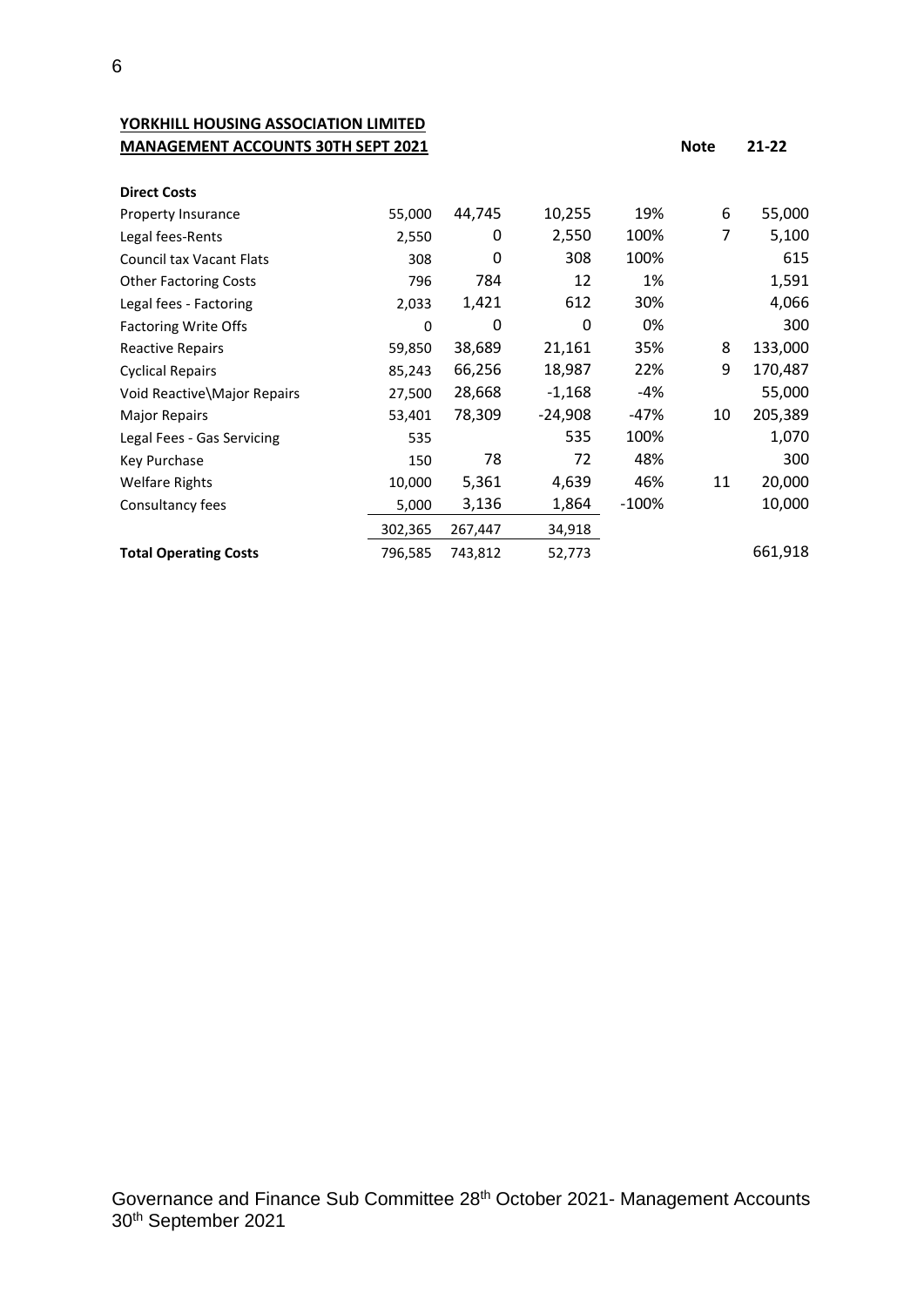**YORKHILL HOUSING ASSOCIATION LIMITED**
**MANAGEMENT ACCOUNTS 30TH SEPT 2021**

| | | | | | Note | 21-22 |
|---|---|---|---|---|---|---|
| **Direct Costs** | | | | | | |
| Property Insurance | 55,000 | 44,745 | 10,255 | 19% | 6 | 55,000 |
| Legal fees-Rents | 2,550 | 0 | 2,550 | 100% | 7 | 5,100 |
| Council tax Vacant Flats | 308 | 0 | 308 | 100% | | 615 |
| Other Factoring Costs | 796 | 784 | 12 | 1% | | 1,591 |
| Legal fees - Factoring | 2,033 | 1,421 | 612 | 30% | | 4,066 |
| Factoring Write Offs | 0 | 0 | 0 | 0% | | 300 |
| Reactive Repairs | 59,850 | 38,689 | 21,161 | 35% | 8 | 133,000 |
| Cyclical Repairs | 85,243 | 66,256 | 18,987 | 22% | 9 | 170,487 |
| Void Reactive\Major Repairs | 27,500 | 28,668 | -1,168 | -4% | | 55,000 |
| Major Repairs | 53,401 | 78,309 | -24,908 | -47% | 10 | 205,389 |
| Legal Fees - Gas Servicing | 535 | | 535 | 100% | | 1,070 |
| Key Purchase | 150 | 78 | 72 | 48% | | 300 |
| Welfare Rights | 10,000 | 5,361 | 4,639 | 46% | 11 | 20,000 |
| Consultancy fees | 5,000 | 3,136 | 1,864 | -100% | | 10,000 |
| | 302,365 | 267,447 | 34,918 | | | |
| **Total Operating Costs** | 796,585 | 743,812 | 52,773 | | | 661,918 |

Governance and Finance Sub Committee 28th October 2021- Management Accounts 30th September 2021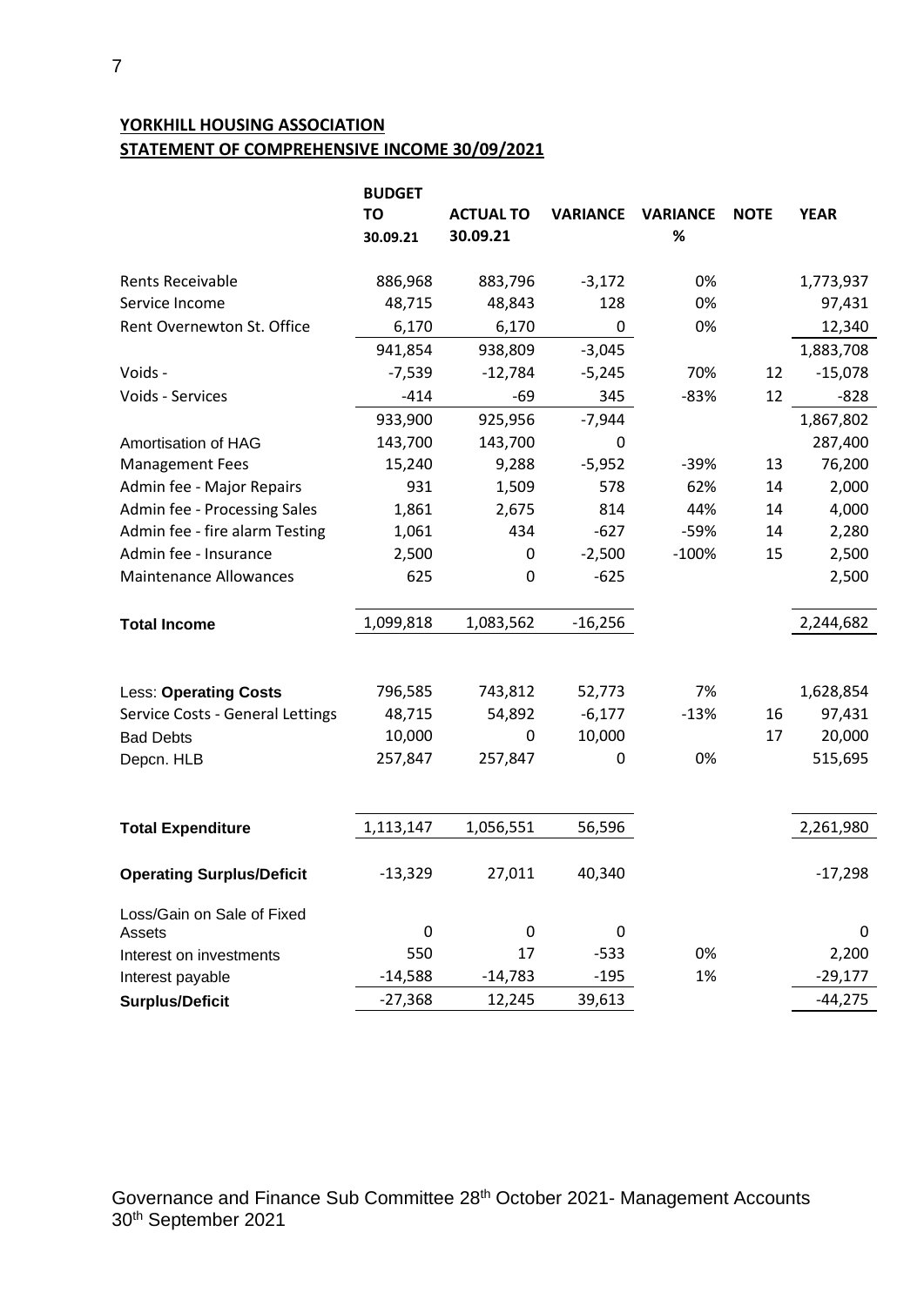**YORKHILL HOUSING ASSOCIATION**
**STATEMENT OF COMPREHENSIVE INCOME 30/09/2021**

| | BUDGET TO 30.09.21 | ACTUAL TO 30.09.21 | VARIANCE | VARIANCE % | NOTE | YEAR |
|---|---|---|---|---|---|---|
| Rents Receivable | 886,968 | 883,796 | -3,172 | 0% | | 1,773,937 |
| Service Income | 48,715 | 48,843 | 128 | 0% | | 97,431 |
| Rent Overnewton St. Office | 6,170 | 6,170 | 0 | 0% | | 12,340 |
| | 941,854 | 938,809 | -3,045 | | | 1,883,708 |
| Voids - | -7,539 | -12,784 | -5,245 | 70% | 12 | -15,078 |
| Voids - Services | -414 | -69 | 345 | -83% | 12 | -828 |
| | 933,900 | 925,956 | -7,944 | | | 1,867,802 |
| Amortisation of HAG | 143,700 | 143,700 | 0 | | | 287,400 |
| Management Fees | 15,240 | 9,288 | -5,952 | -39% | 13 | 76,200 |
| Admin fee - Major Repairs | 931 | 1,509 | 578 | 62% | 14 | 2,000 |
| Admin fee - Processing Sales | 1,861 | 2,675 | 814 | 44% | 14 | 4,000 |
| Admin fee - fire alarm Testing | 1,061 | 434 | -627 | -59% | 14 | 2,280 |
| Admin fee - Insurance | 2,500 | 0 | -2,500 | -100% | 15 | 2,500 |
| Maintenance Allowances | 625 | 0 | -625 | | | 2,500 |
| **Total Income** | 1,099,818 | 1,083,562 | -16,256 | | | 2,244,682 |
| Less: **Operating Costs** | 796,585 | 743,812 | 52,773 | 7% | | 1,628,854 |
| Service Costs - General Lettings | 48,715 | 54,892 | -6,177 | -13% | 16 | 97,431 |
| Bad Debts | 10,000 | 0 | 10,000 | | 17 | 20,000 |
| Depcn. HLB | 257,847 | 257,847 | 0 | 0% | | 515,695 |
| **Total Expenditure** | 1,113,147 | 1,056,551 | 56,596 | | | 2,261,980 |
| **Operating Surplus/Deficit** | -13,329 | 27,011 | 40,340 | | | -17,298 |
| Loss/Gain on Sale of Fixed Assets | 0 | 0 | 0 | | | 0 |
| Interest on investments | 550 | 17 | -533 | 0% | | 2,200 |
| Interest payable | -14,588 | -14,783 | -195 | 1% | | -29,177 |
| **Surplus/Deficit** | -27,368 | 12,245 | 39,613 | | | -44,275 |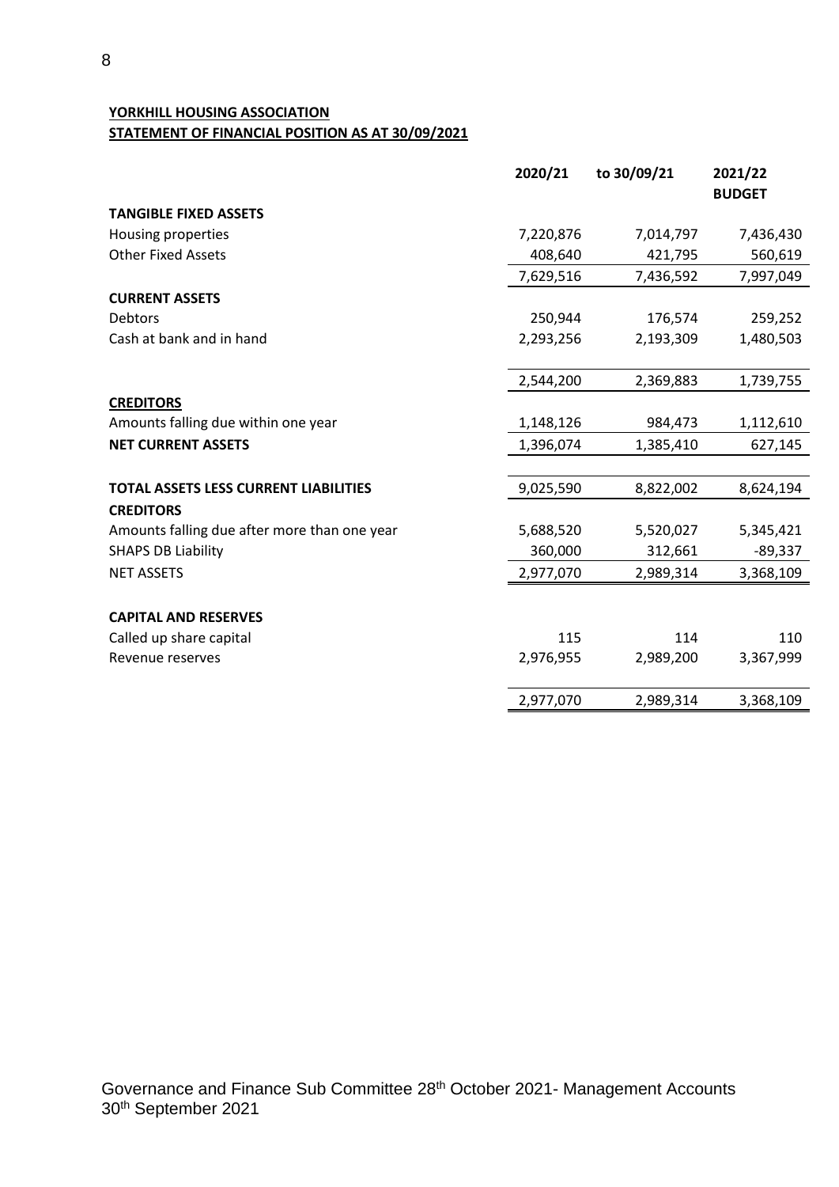**YORKHILL HOUSING ASSOCIATION**
**STATEMENT OF FINANCIAL POSITION AS AT 30/09/2021**

| | 2020/21 | to 30/09/21 | 2021/22 BUDGET |
|---|---|---|---|
| **TANGIBLE FIXED ASSETS** | | | |
| Housing properties | 7,220,876 | 7,014,797 | 7,436,430 |
| Other Fixed Assets | 408,640 | 421,795 | 560,619 |
| | 7,629,516 | 7,436,592 | 7,997,049 |
| **CURRENT ASSETS** | | | |
| Debtors | 250,944 | 176,574 | 259,252 |
| Cash at bank and in hand | 2,293,256 | 2,193,309 | 1,480,503 |
| | 2,544,200 | 2,369,883 | 1,739,755 |
| **CREDITORS** | | | |
| Amounts falling due within one year | 1,148,126 | 984,473 | 1,112,610 |
| **NET CURRENT ASSETS** | 1,396,074 | 1,385,410 | 627,145 |
| **TOTAL ASSETS LESS CURRENT LIABILITIES** | 9,025,590 | 8,822,002 | 8,624,194 |
| **CREDITORS** | | | |
| Amounts falling due after more than one year | 5,688,520 | 5,520,027 | 5,345,421 |
| SHAPS DB Liability | 360,000 | 312,661 | -89,337 |
| NET ASSETS | 2,977,070 | 2,989,314 | 3,368,109 |
| **CAPITAL AND RESERVES** | | | |
| Called up share capital | 115 | 114 | 110 |
| Revenue reserves | 2,976,955 | 2,989,200 | 3,367,999 |
| | 2,977,070 | 2,989,314 | 3,368,109 |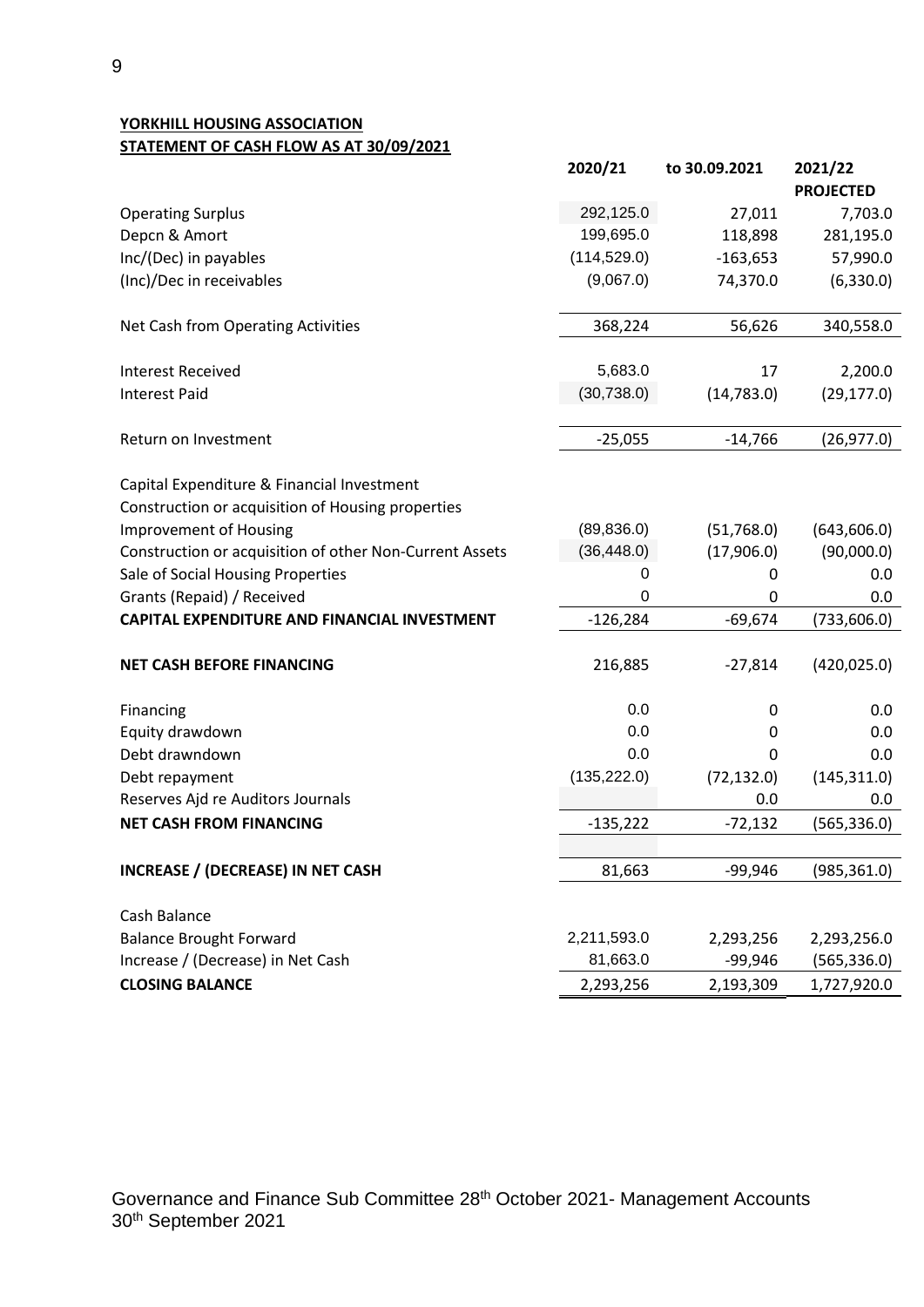**YORKHILL HOUSING ASSOCIATION**
**STATEMENT OF CASH FLOW AS AT 30/09/2021**

| | 2020/21 | to 30.09.2021 | 2021/22 PROJECTED |
|---|---|---|---|
| Operating Surplus | 292,125.0 | 27,011 | 7,703.0 |
| Depcn & Amort | 199,695.0 | 118,898 | 281,195.0 |
| Inc/(Dec) in payables | (114,529.0) | -163,653 | 57,990.0 |
| (Inc)/Dec in receivables | (9,067.0) | 74,370.0 | (6,330.0) |
| Net Cash from Operating Activities | 368,224 | 56,626 | 340,558.0 |
| Interest Received | 5,683.0 | 17 | 2,200.0 |
| Interest Paid | (30,738.0) | (14,783.0) | (29,177.0) |
| Return on Investment | -25,055 | -14,766 | (26,977.0) |
| Capital Expenditure & Financial Investment | | | |
| Construction or acquisition of Housing properties | | | |
| Improvement of Housing | (89,836.0) | (51,768.0) | (643,606.0) |
| Construction or acquisition of other Non-Current Assets | (36,448.0) | (17,906.0) | (90,000.0) |
| Sale of Social Housing Properties | 0 | 0 | 0.0 |
| Grants (Repaid) / Received | 0 | 0 | 0.0 |
| **CAPITAL EXPENDITURE AND FINANCIAL INVESTMENT** | -126,284 | -69,674 | (733,606.0) |
| **NET CASH BEFORE FINANCING** | 216,885 | -27,814 | (420,025.0) |
| Financing | 0.0 | 0 | 0.0 |
| Equity drawdown | 0.0 | 0 | 0.0 |
| Debt drawndown | 0.0 | 0 | 0.0 |
| Debt repayment | (135,222.0) | (72,132.0) | (145,311.0) |
| Reserves Ajd re Auditors Journals | | 0.0 | 0.0 |
| **NET CASH FROM FINANCING** | -135,222 | -72,132 | (565,336.0) |
| **INCREASE / (DECREASE) IN NET CASH** | 81,663 | -99,946 | (985,361.0) |
| Cash Balance | | | |
| Balance Brought Forward | 2,211,593.0 | 2,293,256 | 2,293,256.0 |
| Increase / (Decrease) in Net Cash | 81,663.0 | -99,946 | (565,336.0) |
| **CLOSING BALANCE** | 2,293,256 | 2,193,309 | 1,727,920.0 |

Governance and Finance Sub Committee 28th October 2021- Management Accounts 30th September 2021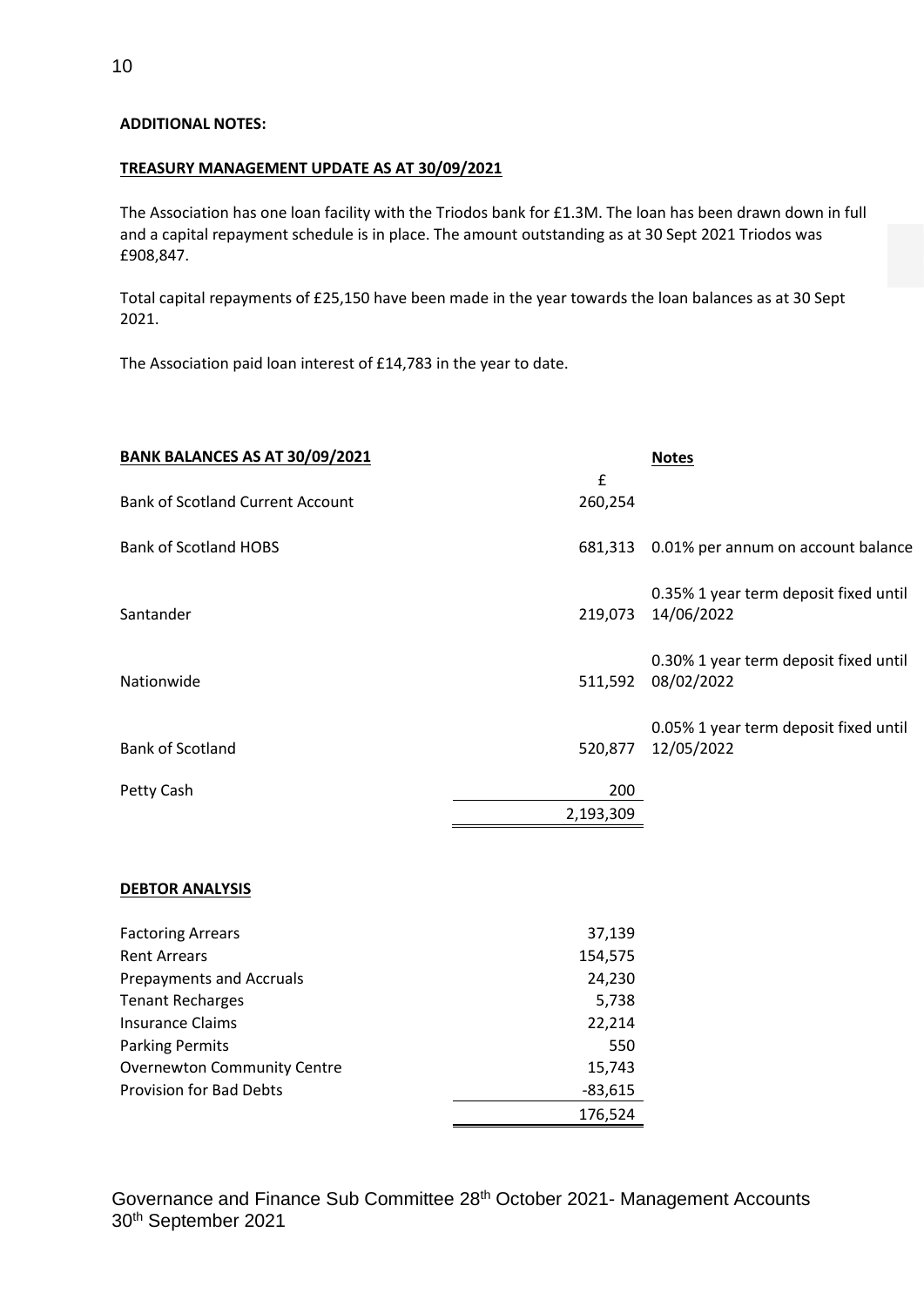**ADDITIONAL NOTES:**

**TREASURY MANAGEMENT UPDATE AS AT 30/09/2021**

The Association has one loan facility with the Triodos bank for £1.3M. The loan has been drawn down in full and a capital repayment schedule is in place. The amount outstanding as at 30 Sept 2021 Triodos was £908,847.

Total capital repayments of £25,150 have been made in the year towards the loan balances as at 30 Sept 2021.

The Association paid loan interest of £14,783 in the year to date.

| **BANK BALANCES AS AT 30/09/2021** | £ | **Notes** |
|---|---|---|
| Bank of Scotland Current Account | 260,254 | |
| Bank of Scotland HOBS | 681,313 | 0.01% per annum on account balance |
| Santander | 219,073 | 0.35% 1 year term deposit fixed until 14/06/2022 |
| Nationwide | 511,592 | 0.30% 1 year term deposit fixed until 08/02/2022 |
| Bank of Scotland | 520,877 | 0.05% 1 year term deposit fixed until 12/05/2022 |
| Petty Cash | 200 | |
| | 2,193,309 | |

**DEBTOR ANALYSIS**

| | |
|---|---|
| Factoring Arrears | 37,139 |
| Rent Arrears | 154,575 |
| Prepayments and Accruals | 24,230 |
| Tenant Recharges | 5,738 |
| Insurance Claims | 22,214 |
| Parking Permits | 550 |
| Overnewton Community Centre | 15,743 |
| Provision for Bad Debts | -83,615 |
| | 176,524 |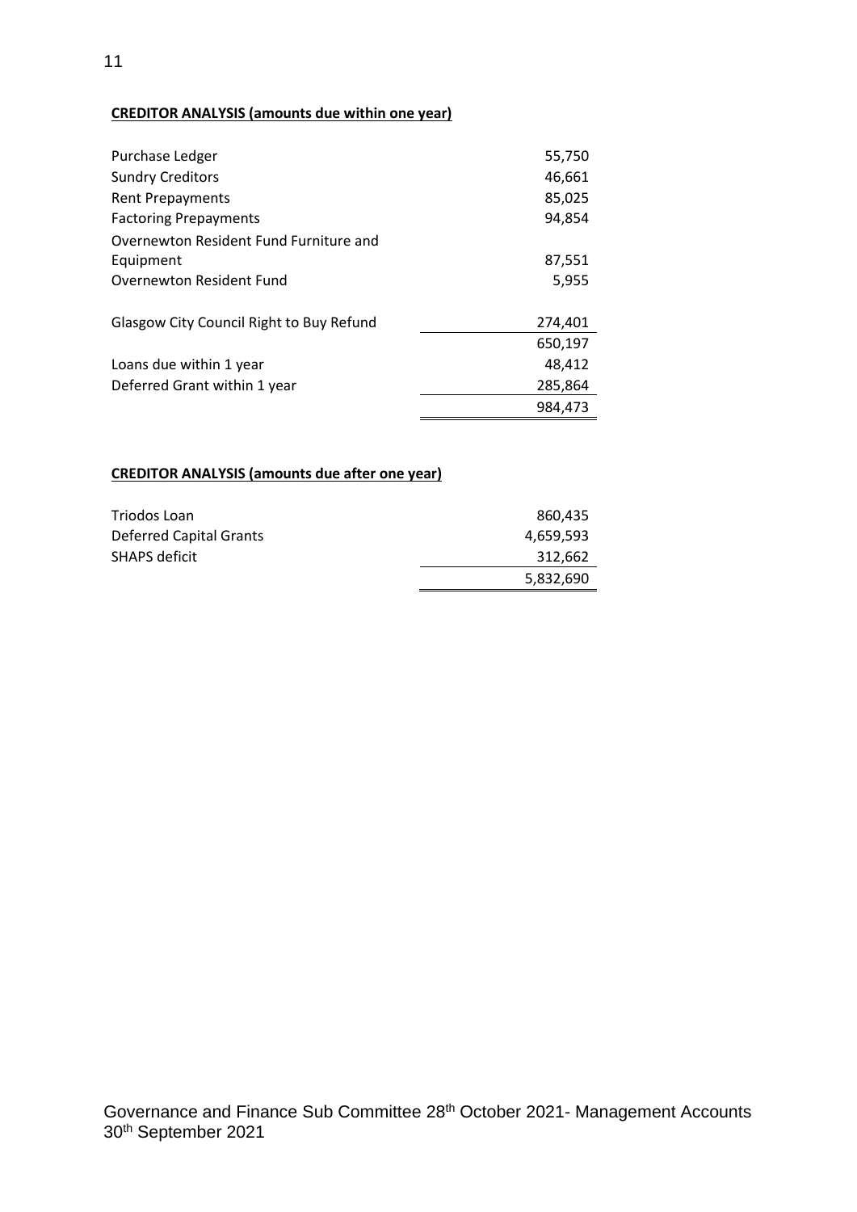**CREDITOR ANALYSIS (amounts due within one year)**

| | |
|---|---|
| Purchase Ledger | 55,750 |
| Sundry Creditors | 46,661 |
| Rent Prepayments | 85,025 |
| Factoring Prepayments | 94,854 |
| Overnewton Resident Fund Furniture and Equipment | 87,551 |
| Overnewton Resident Fund | 5,955 |
| Glasgow City Council Right to Buy Refund | 274,401 |
| | 650,197 |
| Loans due within 1 year | 48,412 |
| Deferred Grant within 1 year | 285,864 |
| | 984,473 |

**CREDITOR ANALYSIS (amounts due after one year)**

| | |
|---|---|
| Triodos Loan | 860,435 |
| Deferred Capital Grants | 4,659,593 |
| SHAPS deficit | 312,662 |
| | 5,832,690 |